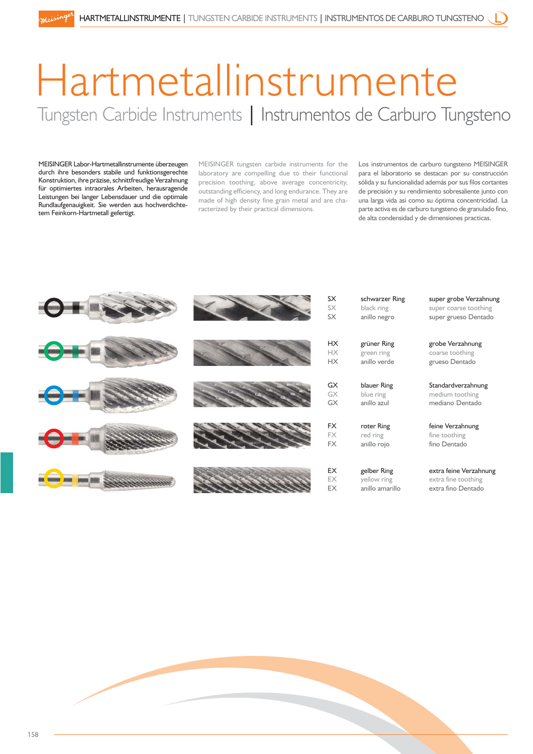# Hartmetallinstrumente

## Tungsten Carbide Instruments | Instrumentos de Carburo Tungsteno

MEISINGER Labor-Hartmetallinstrumente überzeugen durch ihre besonders stabile und funktionsgerechte Konstruktion, ihre präzise, schnittfreudige Verzahnung für optimiertes intraorales Arbeiten, herausragende Leistungen bei langer Lebensdauer und die optimale Rundlaufgenauigkeit. Sie werden aus hochverdichtetem Feinkorn-Hartmetall gefertigt.

MEISINGER tungsten carbide instruments for the laboratory are compelling due to their functional precision toothing, above average concentricity, outstanding efficiency, and long endurance. They are made of high density fine grain metal and are characterized by their practical dimensions.

Los instrumentos de carburo tungsteno MEISINGER para el laboratorio se destacan por su construcción sólida y su funcionalidad además por sus filos cortantes de precisión y su rendimiento sobresaliente junto con una larga vida asi como su óptima concentricidad. La parte activa es de carburo tungsteno de granulado fino, de alta condensidad y de dimensiones practicas.

| | | |
|---|---|---|
| SX<br>SX<br>SX | schwarzer Ring<br>black ring<br>anillo negro | super grobe Verzahnung<br>super coarse toothing<br>super grueso Dentado |
| HX<br>HX<br>HX | grüner Ring<br>green ring<br>anillo verde | grobe Verzahnung<br>coarse toothing<br>grueso Dentado |
| GX<br>GX<br>GX | blauer Ring<br>blue ring<br>anillo azul | Standardverzahnung<br>medium toothing<br>mediano Dentado |
| FX<br>FX<br>FX | roter Ring<br>red ring<br>anillo rojo | feine Verzahnung<br>fine toothing<br>fino Dentado |
| EX<br>EX<br>EX | gelber Ring<br>yellow ring<br>anillo amarillo | extra feine Verzahnung<br>extra fine toothing<br>extra fino Dentado |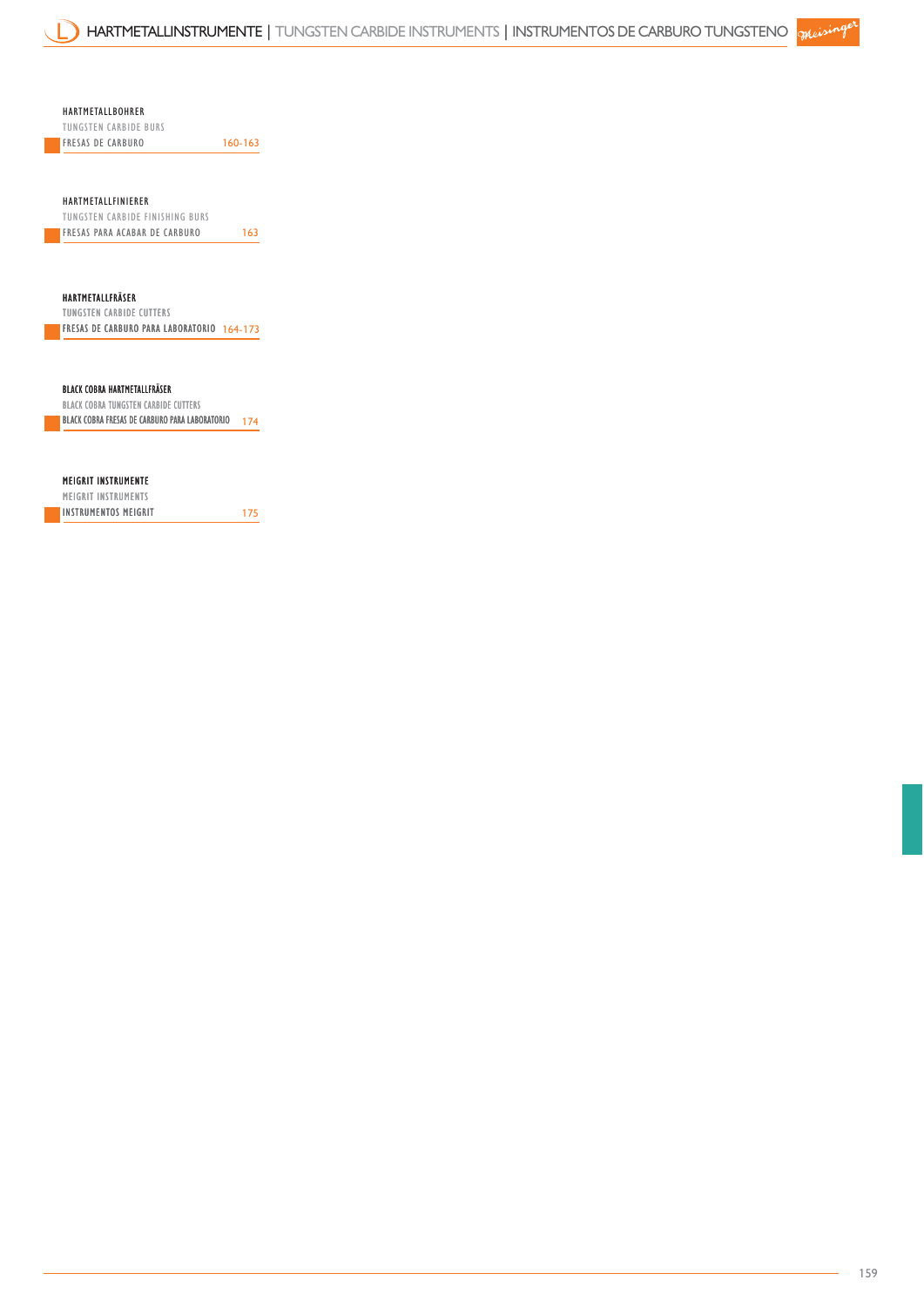# HARTMETALLINSTRUMENTE | TUNGSTEN CARBIDE INSTRUMENTS | INSTRUMENTOS DE CARBURO TUNGSTENO

HARTMETALLBOHRER
TUNGSTEN CARBIDE BURS
FRESAS DE CARBURO 160-163

HARTMETALLFINIERER
TUNGSTEN CARBIDE FINISHING BURS
FRESAS PARA ACABAR DE CARBURO 163

HARTMETALLFRÄSER
TUNGSTEN CARBIDE CUTTERS
FRESAS DE CARBURO PARA LABORATORIO 164-173

BLACK COBRA HARTMETALLFRÄSER
BLACK COBRA TUNGSTEN CARBIDE CUTTERS
BLACK COBRA FRESAS DE CARBURO PARA LABORATORIO 174

MEIGRIT INSTRUMENTE
MEIGRIT INSTRUMENTS
INSTRUMENTOS MEIGRIT 175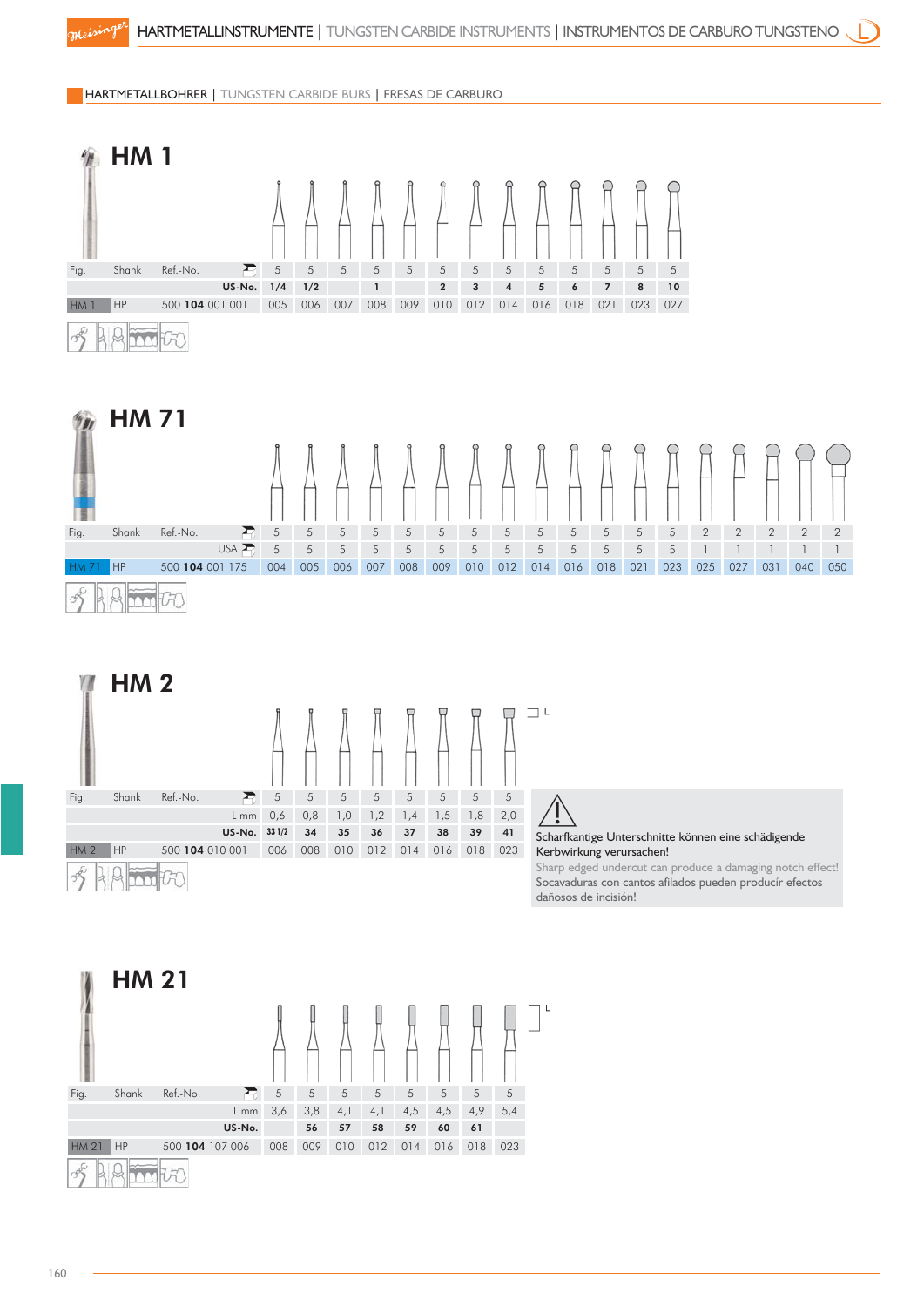HARTMETALLINSTRUMENTE | TUNGSTEN CARBIDE INSTRUMENTS | INSTRUMENTOS DE CARBURO TUNGSTENO

## HARTMETALLBOHRER | TUNGSTEN CARBIDE BURS | FRESAS DE CARBURO

### HM 1

| Fig. | Shank | Ref.-No. | | | | | | | | | | | | | |
|---|---|---|---|---|---|---|---|---|---|---|---|---|---|---|---|
| | | | 5 | 5 | 5 | 5 | 5 | 5 | 5 | 5 | 5 | 5 | 5 | 5 | 5 |
| | | US-No. | 1/4 | 1/2 | | 1 | | 2 | 3 | 4 | 5 | 6 | 7 | 8 | 10 |
| HM 1 | HP | 500 **104** 001 001 | 005 | 006 | 007 | 008 | 009 | 010 | 012 | 014 | 016 | 018 | 021 | 023 | 027 |

### HM 71

| Fig. | Shank | Ref.-No. | | | | | | | | | | | | | | | | | | |
|---|---|---|---|---|---|---|---|---|---|---|---|---|---|---|---|---|---|---|---|---|
| | | | 5 | 5 | 5 | 5 | 5 | 5 | 5 | 5 | 5 | 5 | 5 | 5 | 5 | 2 | 2 | 2 | 2 | 2 |
| | | USA | 5 | 5 | 5 | 5 | 5 | 5 | 5 | 5 | 5 | 5 | 5 | 5 | 5 | 1 | 1 | 1 | 1 | 1 |
| HM 71 | HP | 500 **104** 001 175 | 004 | 005 | 006 | 007 | 008 | 009 | 010 | 012 | 014 | 016 | 018 | 021 | 023 | 025 | 027 | 031 | 040 | 050 |

### HM 2

| Fig. | Shank | Ref.-No. | | | | | | | | |
|---|---|---|---|---|---|---|---|---|---|---|
| | | | 5 | 5 | 5 | 5 | 5 | 5 | 5 | 5 |
| | | L mm | 0,6 | 0,8 | 1,0 | 1,2 | 1,4 | 1,5 | 1,8 | 2,0 |
| | | US-No. | 33 1/2 | 34 | 35 | 36 | 37 | 38 | 39 | 41 |
| HM 2 | HP | 500 **104** 010 001 | 006 | 008 | 010 | 012 | 014 | 016 | 018 | 023 |

Scharfkantige Unterschnitte können eine schädigende Kerbwirkung verursachen!
Sharp edged undercut can produce a damaging notch effect!
Socavaduras con cantos afilados pueden producir efectos dañosos de incisión!

### HM 21

| Fig. | Shank | Ref.-No. | | | | | | | | |
|---|---|---|---|---|---|---|---|---|---|---|
| | | | 5 | 5 | 5 | 5 | 5 | 5 | 5 | 5 |
| | | L mm | 3,6 | 3,8 | 4,1 | 4,1 | 4,5 | 4,5 | 4,9 | 5,4 |
| | | US-No. | | 56 | 57 | 58 | 59 | 60 | 61 | |
| HM 21 | HP | 500 **104** 107 006 | 008 | 009 | 010 | 012 | 014 | 016 | 018 | 023 |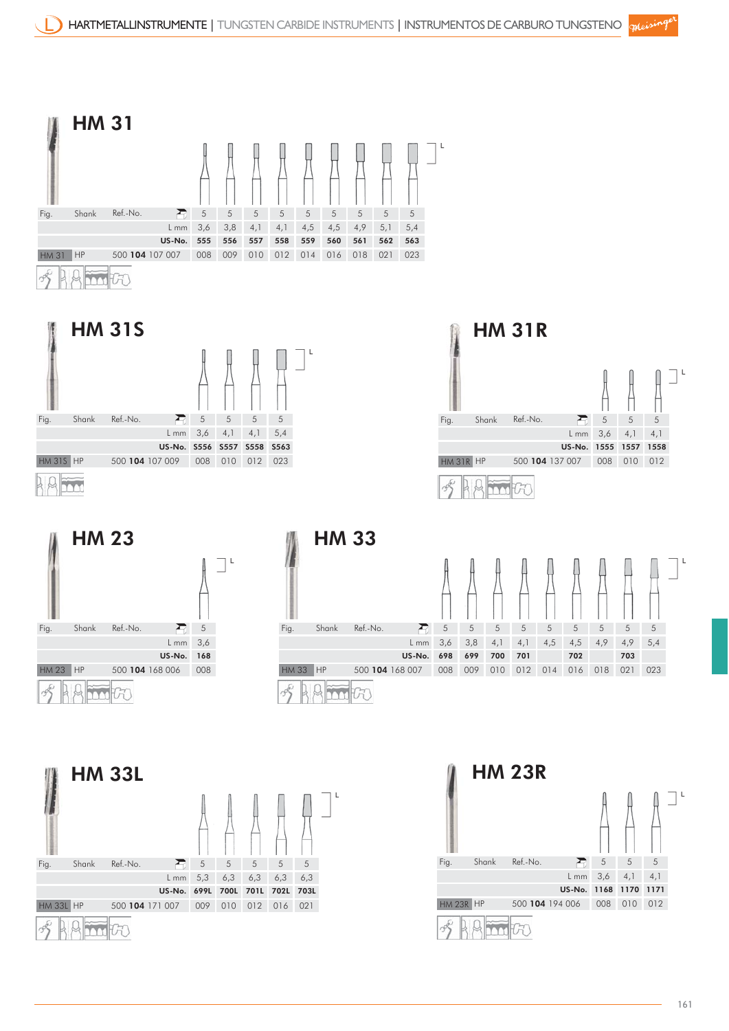## HM 31

| Fig. | Shank | Ref.-No. | | | | | | | | | |
|---|---|---|---|---|---|---|---|---|---|---|---|
| | | | 5 | 5 | 5 | 5 | 5 | 5 | 5 | 5 | 5 |
| | | L mm | 3,6 | 3,8 | 4,1 | 4,1 | 4,5 | 4,5 | 4,9 | 5,1 | 5,4 |
| | | **US-No.** | **555** | **556** | **557** | **558** | **559** | **560** | **561** | **562** | **563** |
| HM 31 | HP | 500 **104** 107 007 | 008 | 009 | 010 | 012 | 014 | 016 | 018 | 021 | 023 |

## HM 31S

| Fig. | Shank | Ref.-No. | | | | |
|---|---|---|---|---|---|---|
| | | | 5 | 5 | 5 | 5 |
| | | L mm | 3,6 | 4,1 | 4,1 | 5,4 |
| | | **US-No.** | **S556** | **S557** | **S558** | **S563** |
| HM 31S | HP | 500 **104** 107 009 | 008 | 010 | 012 | 023 |

## HM 31R

| Fig. | Shank | Ref.-No. | | | |
|---|---|---|---|---|---|
| | | | 5 | 5 | 5 |
| | | L mm | 3,6 | 4,1 | 4,1 |
| | | **US-No.** | **1555** | **1557** | **1558** |
| HM 31R | HP | 500 **104** 137 007 | 008 | 010 | 012 |

## HM 23

| Fig. | Shank | Ref.-No. | |
|---|---|---|---|
| | | | 5 |
| | | L mm | 3,6 |
| | | **US-No.** | **168** |
| HM 23 | HP | 500 **104** 168 006 | 008 |

## HM 33

| Fig. | Shank | Ref.-No. | | | | | | | | | |
|---|---|---|---|---|---|---|---|---|---|---|---|
| | | | 5 | 5 | 5 | 5 | 5 | 5 | 5 | 5 | 5 |
| | | L mm | 3,6 | 3,8 | 4,1 | 4,1 | 4,5 | 4,5 | 4,9 | 4,9 | 5,4 |
| | | **US-No.** | **698** | **699** | **700** | **701** | | **702** | | **703** | |
| HM 33 | HP | 500 **104** 168 007 | 008 | 009 | 010 | 012 | 014 | 016 | 018 | 021 | 023 |

## HM 33L

| Fig. | Shank | Ref.-No. | | | | | |
|---|---|---|---|---|---|---|---|
| | | | 5 | 5 | 5 | 5 | 5 |
| | | L mm | 5,3 | 6,3 | 6,3 | 6,3 | 6,3 |
| | | **US-No.** | **699L** | **700L** | **701L** | **702L** | **703L** |
| HM 33L | HP | 500 **104** 171 007 | 009 | 010 | 012 | 016 | 021 |

## HM 23R

| Fig. | Shank | Ref.-No. | | | |
|---|---|---|---|---|---|
| | | | 5 | 5 | 5 |
| | | L mm | 3,6 | 4,1 | 4,1 |
| | | **US-No.** | **1168** | **1170** | **1171** |
| HM 23R | HP | 500 **104** 194 006 | 008 | 010 | 012 |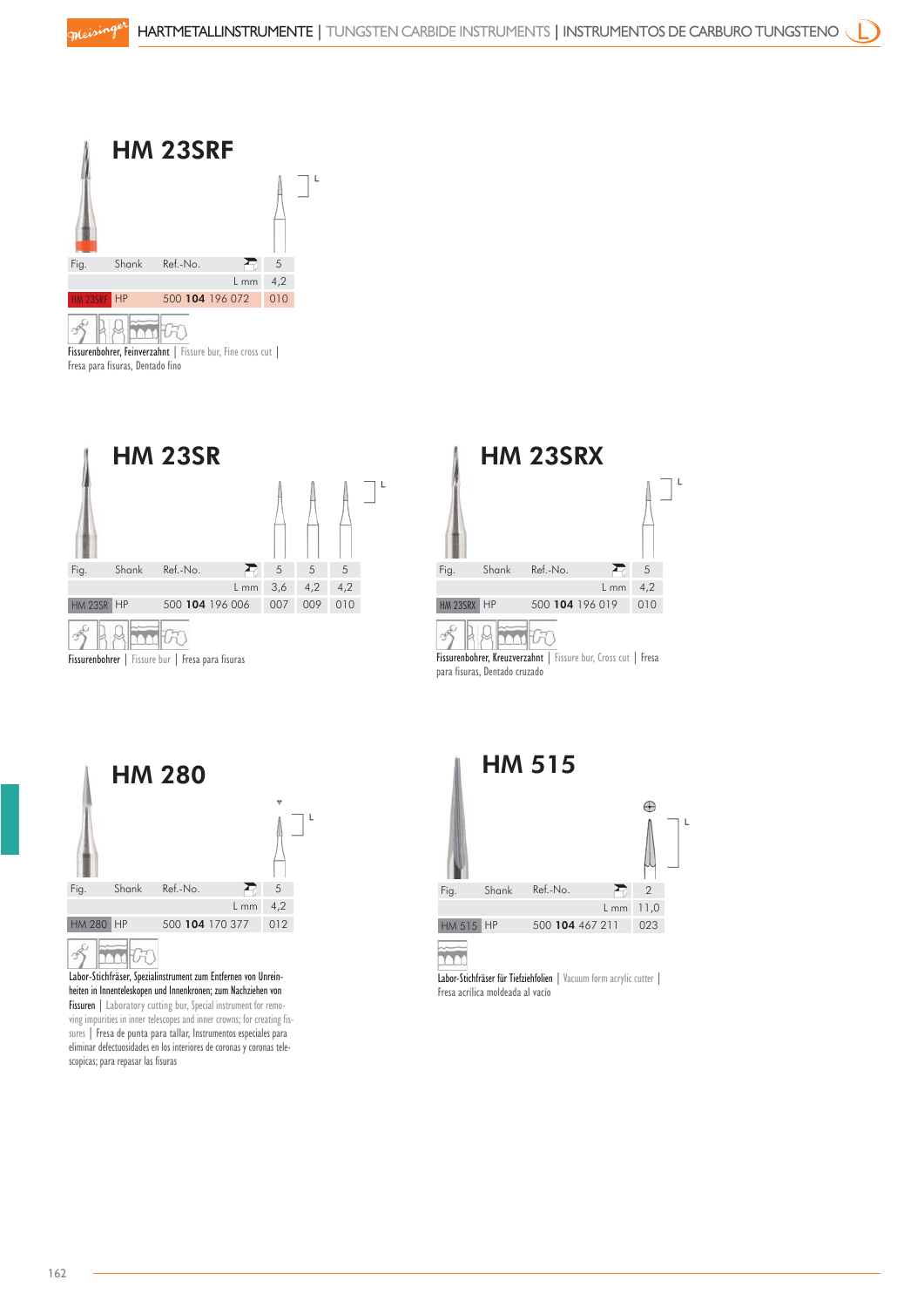## HM 23SRF

| Fig. | Shank | Ref.-No. | 5 |
|---|---|---|---|
| | | L mm | 4,2 |
| HM 23SRF | HP | 500 **104** 196 072 | 010 |

Fissurenbohrer, Feinverzahnt | Fissure bur, Fine cross cut | Fresa para fisuras, Dentado fino

## HM 23SR

| Fig. | Shank | Ref.-No. | 5 | 5 | 5 |
|---|---|---|---|---|---|
| | | L mm | 3,6 | 4,2 | 4,2 |
| HM 23SR | HP | 500 **104** 196 006 | 007 | 009 | 010 |

Fissurenbohrer | Fissure bur | Fresa para fisuras

## HM 23SRX

| Fig. | Shank | Ref.-No. | 5 |
|---|---|---|---|
| | | L mm | 4,2 |
| HM 23SRX | HP | 500 **104** 196 019 | 010 |

Fissurenbohrer, Kreuzverzahnt | Fissure bur, Cross cut | Fresa para fisuras, Dentado cruzado

## HM 280

| Fig. | Shank | Ref.-No. | 5 |
|---|---|---|---|
| | | L mm | 4,2 |
| HM 280 | HP | 500 **104** 170 377 | 012 |

Labor-Stichfräser, Spezialinstrument zum Entfernen von Unreinheiten in Innenteleskopen und Innenkronen; zum Nachziehen von Fissuren | Laboratory cutting bur, Special instrument for removing impurities in inner telescopes and inner crowns; for creating fissures | Fresa de punta para tallar, Instrumentos especiales para eliminar defectuosidades en los interiores de coronas y coronas telescopicas; para repasar las fisuras

## HM 515

| Fig. | Shank | Ref.-No. | 2 |
|---|---|---|---|
| | | L mm | 11,0 |
| HM 515 | HP | 500 **104** 467 211 | 023 |

Labor-Stichfräser für Tiefziehfolien | Vacuum form acrylic cutter | Fresa acrílica moldeada al vacío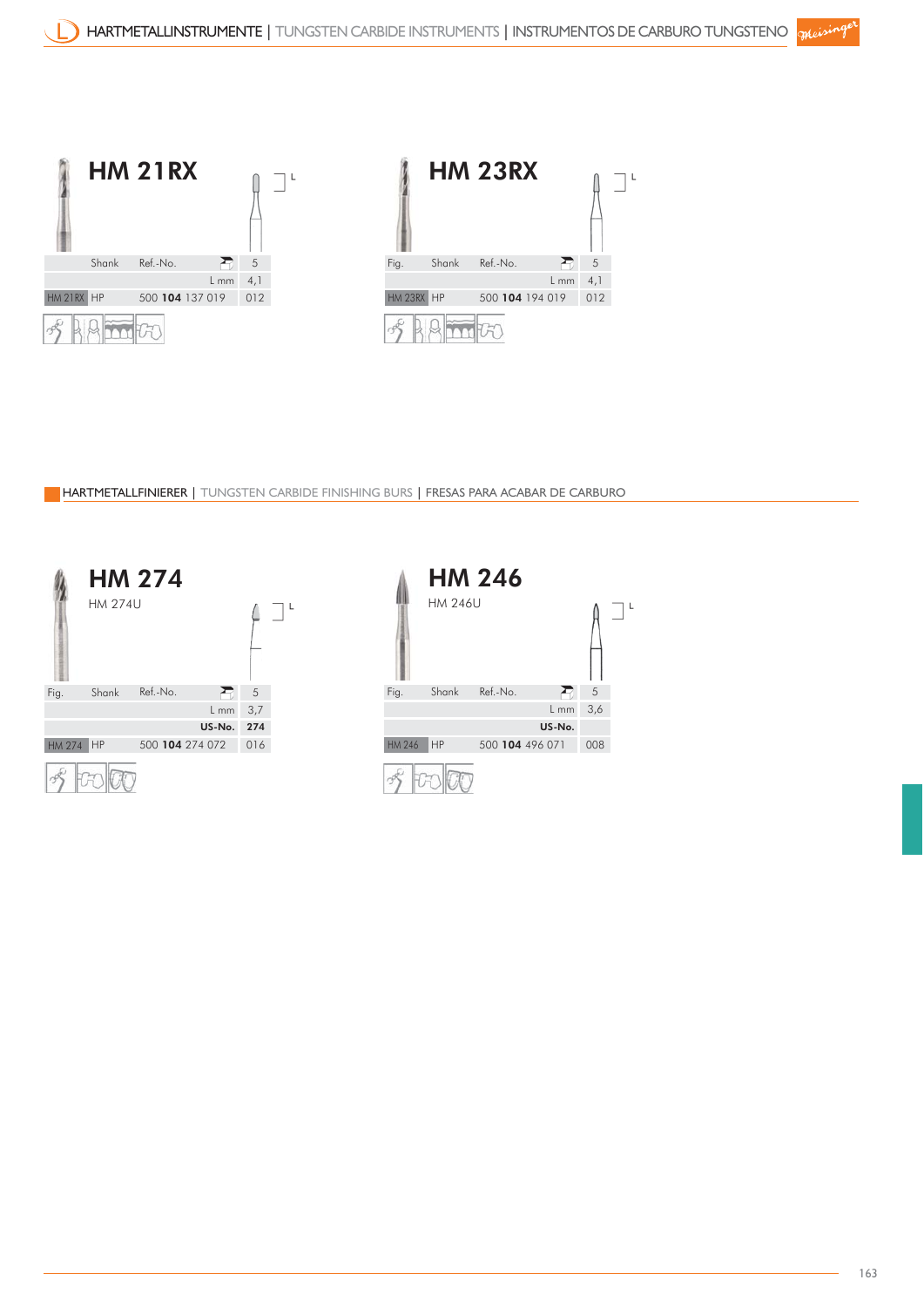## HM 21RX

| | Shank | Ref.-No. | | 5 |
|---|---|---|---|---|
| | | | L mm | 4,1 |
| HM 21RX | HP | 500 **104** 137 019 | | 012 |

## HM 23RX

| Fig. | Shank | Ref.-No. | | 5 |
|---|---|---|---|---|
| | | | L mm | 4,1 |
| HM 23RX | HP | 500 **104** 194 019 | | 012 |

### HARTMETALLFINIERER | TUNGSTEN CARBIDE FINISHING BURS | FRESAS PARA ACABAR DE CARBURO

## HM 274

HM 274U

| Fig. | Shank | Ref.-No. | | 5 |
|---|---|---|---|---|
| | | | L mm | 3,7 |
| | | | **US-No.** | **274** |
| HM 274 | HP | 500 **104** 274 072 | | 016 |

## HM 246

HM 246U

| Fig. | Shank | Ref.-No. | | 5 |
|---|---|---|---|---|
| | | | L mm | 3,6 |
| | | | **US-No.** | |
| HM 246 | HP | 500 **104** 496 071 | | 008 |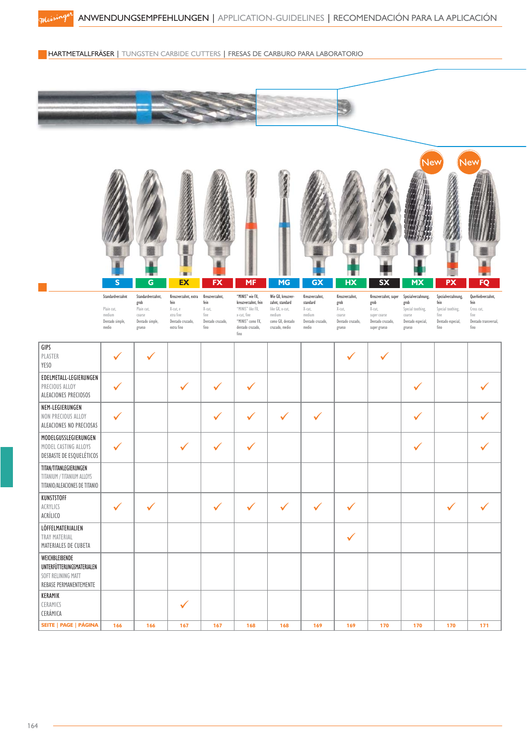# ANWENDUNGSEMPFEHLUNGEN | APPLICATION-GUIDELINES | RECOMENDACIÓN PARA LA APLICACIÓN

## HARTMETALLFRÄSER | TUNGSTEN CARBIDE CUTTERS | FRESAS DE CARBURO PARA LABORATORIO

| | S | G | EX | FX | MF | MG | GX | HX | SX | MX (New) | PX (New) | FQ |
|---|---|---|---|---|---|---|---|---|---|---|---|---|
| | Standardverzahnt<br>Plain cut, medium<br>Dentado simple, medio | Standardverzahnt, grob<br>Plain cut, coarse<br>Dentado simple, grueso | Kreuzverzahnt, extra fein<br>X-cut, e xtra fine<br>Dentado cruzado, extra fino | Kreuzverzahnt, fein<br>X-cut, fine<br>Dentado cruzado, fino | "MINIS" wie FX, kreuzverzahnt, fein<br>"MINIS" like FX, x-cut, fine<br>"MINIS" como FX, dentado cruzado, fino | Wie GX, kreuzverzahnt, standard<br>like GX, x-cut, medium<br>como GX, dentado cruzado, medio | Kreuzverzahnt, standard<br>X-cut, medium<br>Dentado cruzado, medio | Kreuzverzahnt, grob<br>X-cut, coarse<br>Dentado cruzado, grueso | Kreuzverzahnt, super grob<br>X-cut, super coarse<br>Dentado cruzado, super grueso | Spezialverzahnung, grob<br>Special toothing, coarse<br>Dentado especial, grueso | Spezialverzahnung, fein<br>Special toothing, fine<br>Dentado especial, fino | Querhiebverzahnt, fein<br>Cross cut, fine<br>Dentado transversal, fino |
| GIPS<br>PLASTER<br>YESO | ✓ | ✓ | | | | | | ✓ | ✓ | | | |
| EDELMETALL-LEGIERUNGEN<br>PRECIOUS ALLOY<br>ALEACIONES PRECIOSOS | ✓ | | ✓ | ✓ | ✓ | | | | | ✓ | | ✓ |
| NEM-LEGIERUNGEN<br>NON PRECIOUS ALLOY<br>ALEACIONES NO PRECIOSAS | ✓ | | | ✓ | ✓ | ✓ | ✓ | | | ✓ | | ✓ |
| MODELGUSSLEGIERUNGEN<br>MODEL CASTING ALLOYS<br>DESBASTE DE ESQUELÉTICOS | ✓ | | ✓ | ✓ | ✓ | | | | | ✓ | | ✓ |
| TITAN/TITANLEGIERUNGEN<br>TITANIUM / TITANIUM ALLOYS<br>TITANIO/ALEACIONES DE TITANIO | | | | | | | | | | | | |
| KUNSTSTOFF<br>ACRYLICS<br>ACRÍLICO | ✓ | ✓ | | ✓ | ✓ | ✓ | ✓ | ✓ | | | ✓ | ✓ |
| LÖFFELMATERIALIEN<br>TRAY MATERIAL<br>MATERIALES DE CUBETA | | | | | | | | ✓ | | | | |
| WEICHBLEIBENDE UNTERFÜTTERUNGSMATERIALEN<br>SOFT RELINING MATT<br>REBASE PERMANENTEMENTE | | | | | | | | | | | | |
| KERAMIK<br>CERAMICS<br>CERÁMICA | | | ✓ | | | | | | | | | |
| SEITE \| PAGE \| PÁGINA | 166 | 166 | 167 | 167 | 168 | 168 | 169 | 169 | 170 | 170 | 170 | 171 |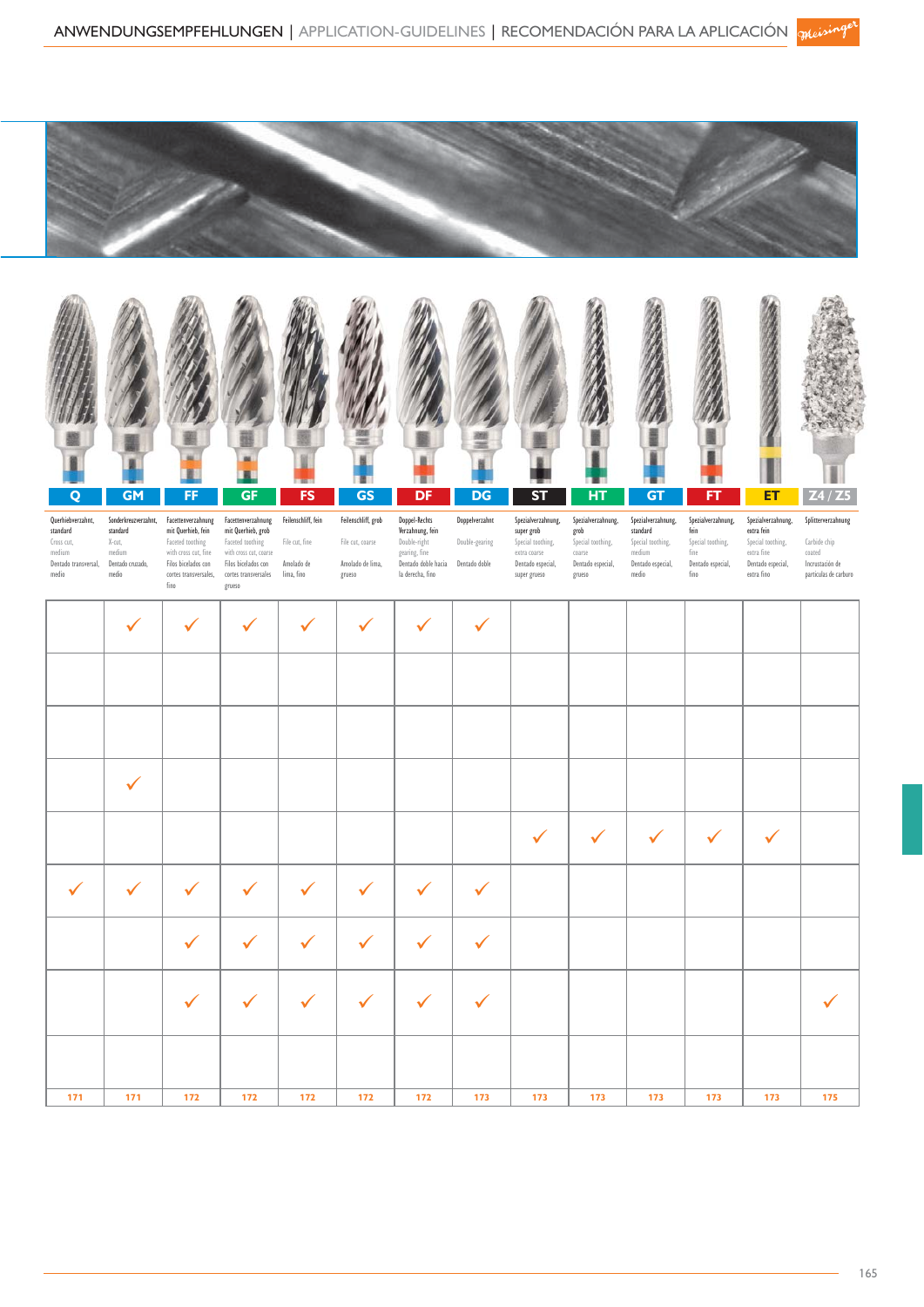# ANWENDUNGSEMPFEHLUNGEN | APPLICATION-GUIDELINES | RECOMENDACIÓN PARA LA APLICACIÓN

| Q | GM | FF | GF | FS | GS | DF | DG | ST | HT | GT | FT | ET | Z4 / Z5 |
|---|---|---|---|---|---|---|---|---|---|---|---|---|---|
| Querhiebverzahnt, standard<br>Cross cut, medium<br>Dentado transversal, medio | Sonderkreuzverzahnt, standard<br>X-cut, medium<br>Dentado cruzado, medio | Facettenverzahnung mit Querhieb, fein<br>Faceted toothing with cross cut, fine<br>Filos biselados con cortes transversales, fino | Facettenverzahnung mit Querhieb, grob<br>Faceted toothing with cross cut, coarse<br>Filos biselados con cortes transversales grueso | Feilenschliff, fein<br>File cut, fine<br>Amolado de lima, fino | Feilenschliff, grob<br>File cut, coarse<br>Amolado de lima, grueso | Doppel-Rechts Verzahnung, fein<br>Double-right gearing, fine<br>Dentado doble hacia la derecha, fino | Doppelverzahnt<br>Double-gearing<br>Dentado doble | Spezialverzahnung, super grob<br>Special toothing, extra coarse<br>Dentado especial, super grueso | Spezialverzahnung, grob<br>Special toothing, coarse<br>Dentado especial, grueso | Spezialverzahnung, standard<br>Special toothing, medium<br>Dentado especial, medio | Spezialverzahnung, fein<br>Special toothing, fine<br>Dentado especial, fino | Spezialverzahnung, extra fein<br>Special toothing, extra fine<br>Dentado especial, extra fino | Splitterverzahnung<br>Carbide chip coated<br>Incrustación de partículas de carburo |
|  | ✓ | ✓ | ✓ | ✓ | ✓ | ✓ | ✓ |  |  |  |  |  |  |
|  |  |  |  |  |  |  |  |  |  |  |  |  |  |
|  |  |  |  |  |  |  |  |  |  |  |  |  |  |
|  | ✓ |  |  |  |  |  |  |  |  |  |  |  |  |
|  |  |  |  |  |  |  |  | ✓ | ✓ | ✓ | ✓ | ✓ |  |
| ✓ | ✓ | ✓ | ✓ | ✓ | ✓ | ✓ | ✓ |  |  |  |  |  |  |
|  |  | ✓ | ✓ | ✓ | ✓ | ✓ | ✓ |  |  |  |  |  |  |
|  |  | ✓ | ✓ | ✓ | ✓ | ✓ | ✓ |  |  |  |  |  | ✓ |
|  |  |  |  |  |  |  |  |  |  |  |  |  |  |
| 171 | 171 | 172 | 172 | 172 | 172 | 172 | 173 | 173 | 173 | 173 | 173 | 173 | 175 |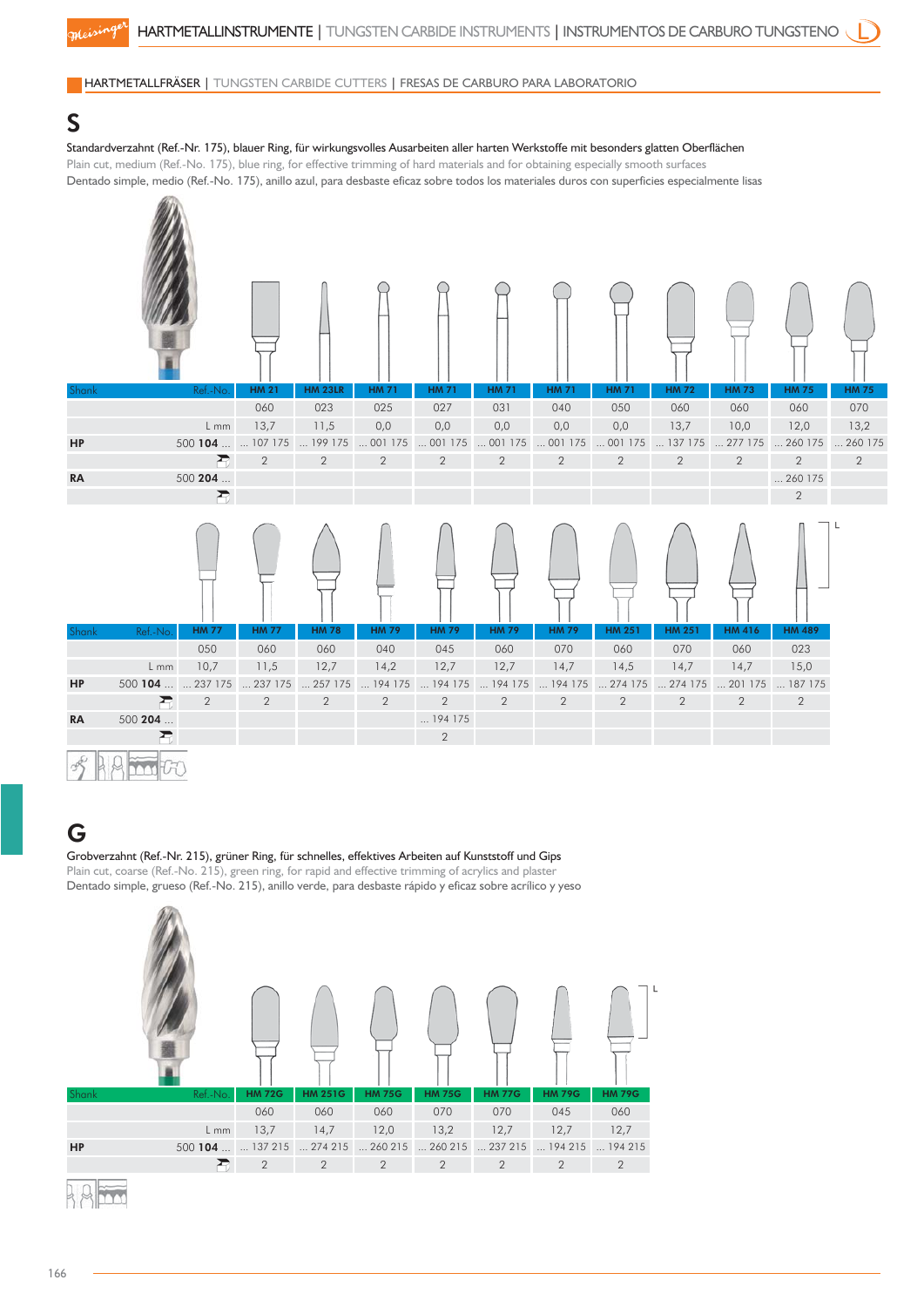## HARTMETALLFRÄSER | TUNGSTEN CARBIDE CUTTERS | FRESAS DE CARBURO PARA LABORATORIO

# S

Standardverzahnt (Ref.-Nr. 175), blauer Ring, für wirkungsvolles Ausarbeiten aller harten Werkstoffe mit besonders glatten Oberflächen
Plain cut, medium (Ref.-No. 175), blue ring, for effective trimming of hard materials and for obtaining especially smooth surfaces
Dentado simple, medio (Ref.-No. 175), anillo azul, para desbaste eficaz sobre todos los materiales duros con superficies especialmente lisas

| Shank | Ref.-No. | HM 21 | HM 23LR | HM 71 | HM 71 | HM 71 | HM 71 | HM 71 | HM 72 | HM 73 | HM 75 | HM 75 |
|---|---|---|---|---|---|---|---|---|---|---|---|---|
| | | 060 | 023 | 025 | 027 | 031 | 040 | 050 | 060 | 060 | 060 | 070 |
| | L mm | 13,7 | 11,5 | 0,0 | 0,0 | 0,0 | 0,0 | 0,0 | 13,7 | 10,0 | 12,0 | 13,2 |
| HP | 500 104 ... | ... 107 175 | ... 199 175 | ... 001 175 | ... 001 175 | ... 001 175 | ... 001 175 | ... 001 175 | ... 137 175 | ... 277 175 | ... 260 175 | ... 260 175 |
| | | 2 | 2 | 2 | 2 | 2 | 2 | 2 | 2 | 2 | 2 | 2 |
| RA | 500 204 ... | | | | | | | | | | ... 260 175 | |
| | | | | | | | | | | | 2 | |

| Shank | Ref.-No. | HM 77 | HM 77 | HM 78 | HM 79 | HM 79 | HM 79 | HM 79 | HM 251 | HM 251 | HM 416 | HM 489 |
|---|---|---|---|---|---|---|---|---|---|---|---|---|
| | | 050 | 060 | 060 | 040 | 045 | 060 | 070 | 060 | 070 | 060 | 023 |
| | L mm | 10,7 | 11,5 | 12,7 | 14,2 | 12,7 | 12,7 | 14,7 | 14,5 | 14,7 | 14,7 | 15,0 |
| HP | 500 104 ... | ... 237 175 | ... 237 175 | ... 257 175 | ... 194 175 | ... 194 175 | ... 194 175 | ... 194 175 | ... 274 175 | ... 274 175 | ... 201 175 | ... 187 175 |
| | | 2 | 2 | 2 | 2 | 2 | 2 | 2 | 2 | 2 | 2 | 2 |
| RA | 500 204 ... | | | | | ... 194 175 | | | | | | |
| | | | | | | 2 | | | | | | |

# G

Grobverzahnt (Ref.-Nr. 215), grüner Ring, für schnelles, effektives Arbeiten auf Kunststoff und Gips
Plain cut, coarse (Ref.-No. 215), green ring, for rapid and effective trimming of acrylics and plaster
Dentado simple, grueso (Ref.-No. 215), anillo verde, para desbaste rápido y eficaz sobre acrílico y yeso

| Shank | Ref.-No. | HM 72G | HM 251G | HM 75G | HM 75G | HM 77G | HM 79G | HM 79G |
|---|---|---|---|---|---|---|---|---|
| | | 060 | 060 | 060 | 070 | 070 | 045 | 060 |
| | L mm | 13,7 | 14,7 | 12,0 | 13,2 | 12,7 | 12,7 | 12,7 |
| HP | 500 104 ... | ... 137 215 | ... 274 215 | ... 260 215 | ... 260 215 | ... 237 215 | ... 194 215 | ... 194 215 |
| | | 2 | 2 | 2 | 2 | 2 | 2 | 2 |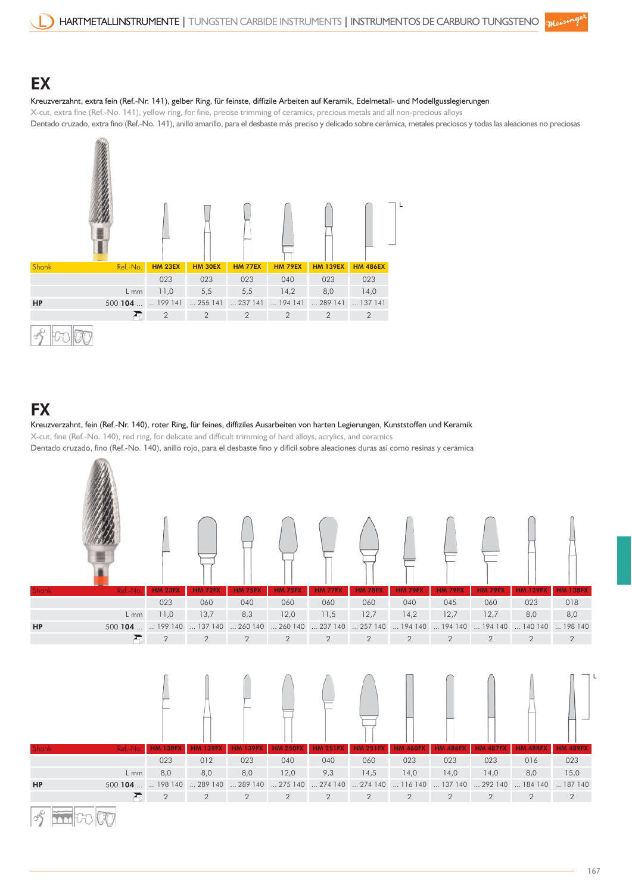## EX

Kreuzverzahnt, extra fein (Ref.-Nr. 141), gelber Ring, für feinste, diffizile Arbeiten auf Keramik, Edelmetall- und Modellgusslegierungen

X-cut, extra fine (Ref.-No. 141), yellow ring, for fine, precise trimming of ceramics, precious metals and all non-precious alloys

Dentado cruzado, extra fino (Ref.-No. 141), anillo amarillo, para el desbaste más preciso y delicado sobre cerámica, metales preciosos y todas las aleaciones no preciosas

| Shank | Ref.-No. | HM 23EX | HM 30EX | HM 77EX | HM 79EX | HM 139EX | HM 486EX |
|---|---|---|---|---|---|---|---|
| | | 023 | 023 | 023 | 040 | 023 | 023 |
| | L mm | 11,0 | 5,5 | 5,5 | 14,2 | 8,0 | 14,0 |
| HP | 500 **104** ... | ... 199 141 | ... 255 141 | ... 237 141 | ... 194 141 | ... 289 141 | ... 137 141 |
| | | 2 | 2 | 2 | 2 | 2 | 2 |

## FX

Kreuzverzahnt, fein (Ref.-Nr. 140), roter Ring, für feines, diffiziles Ausarbeiten von harten Legierungen, Kunststoffen und Keramik

X-cut, fine (Ref.-No. 140), red ring, for delicate and difficult trimming of hard alloys, acrylics, and ceramics

Dentado cruzado, fino (Ref.-No. 140), anillo rojo, para el desbaste fino y difícil sobre aleaciones duras asi como resinas y cerámica

| Shank | Ref.-No. | HM 23FX | HM 72FX | HM 75FX | HM 75FX | HM 77FX | HM 78FX | HM 79FX | HM 79FX | HM 79FX | HM 129FX | HM 138FX |
|---|---|---|---|---|---|---|---|---|---|---|---|---|
| | | 023 | 060 | 040 | 060 | 060 | 060 | 040 | 045 | 060 | 023 | 018 |
| | L mm | 11,0 | 13,7 | 8,3 | 12,0 | 11,5 | 12,7 | 14,2 | 12,7 | 12,7 | 8,0 | 8,0 |
| HP | 500 **104** ... | ... 199 140 | ... 137 140 | ... 260 140 | ... 260 140 | ... 237 140 | ... 257 140 | ... 194 140 | ... 194 140 | ... 194 140 | ... 140 140 | ... 198 140 |
| | | 2 | 2 | 2 | 2 | 2 | 2 | 2 | 2 | 2 | 2 | 2 |

| Shank | Ref.-No. | HM 138FX | HM 139FX | HM 139FX | HM 250FX | HM 251FX | HM 251FX | HM 460FX | HM 486FX | HM 487FX | HM 488FX | HM 489FX |
|---|---|---|---|---|---|---|---|---|---|---|---|---|
| | | 023 | 012 | 023 | 040 | 040 | 060 | 023 | 023 | 023 | 016 | 023 |
| | L mm | 8,0 | 8,0 | 8,0 | 12,0 | 9,3 | 14,5 | 14,0 | 14,0 | 14,0 | 8,0 | 15,0 |
| HP | 500 **104** ... | ... 198 140 | ... 289 140 | ... 289 140 | ... 275 140 | ... 274 140 | ... 274 140 | ... 116 140 | ... 137 140 | ... 292 140 | ... 184 140 | ... 187 140 |
| | | 2 | 2 | 2 | 2 | 2 | 2 | 2 | 2 | 2 | 2 | 2 |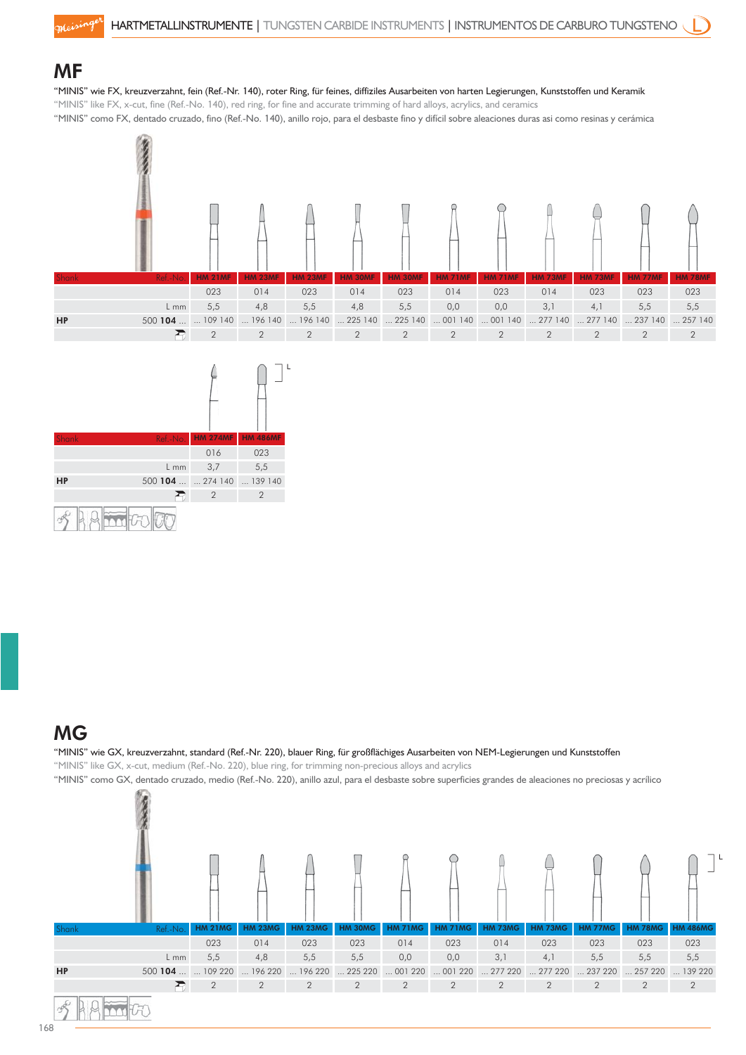## MF

"MINIS" wie FX, kreuzverzahnt, fein (Ref.-Nr. 140), roter Ring, für feines, diffiziles Ausarbeiten von harten Legierungen, Kunststoffen und Keramik

"MINIS" like FX, x-cut, fine (Ref.-No. 140), red ring, for fine and accurate trimming of hard alloys, acrylics, and ceramics

"MINIS" como FX, dentado cruzado, fino (Ref.-No. 140), anillo rojo, para el desbaste fino y difícil sobre aleaciones duras asi como resinas y cerámica

| Shank | Ref.-No. | HM 21MF | HM 23MF | HM 23MF | HM 30MF | HM 30MF | HM 71MF | HM 71MF | HM 73MF | HM 73MF | HM 77MF | HM 78MF |
|---|---|---|---|---|---|---|---|---|---|---|---|---|
| | | 023 | 014 | 023 | 014 | 023 | 014 | 023 | 014 | 023 | 023 | 023 |
| | L mm | 5,5 | 4,8 | 5,5 | 4,8 | 5,5 | 0,0 | 0,0 | 3,1 | 4,1 | 5,5 | 5,5 |
| HP | 500 **104** ... | ... 109 140 | ... 196 140 | ... 196 140 | ... 225 140 | ... 225 140 | ... 001 140 | ... 001 140 | ... 277 140 | ... 277 140 | ... 237 140 | ... 257 140 |
| | | 2 | 2 | 2 | 2 | 2 | 2 | 2 | 2 | 2 | 2 | 2 |

| Shank | Ref.-No. | HM 274MF | HM 486MF |
|---|---|---|---|
| | | 016 | 023 |
| | L mm | 3,7 | 5,5 |
| HP | 500 **104** ... | ... 274 140 | ... 139 140 |
| | | 2 | 2 |

## MG

"MINIS" wie GX, kreuzverzahnt, standard (Ref.-Nr. 220), blauer Ring, für großflächiges Ausarbeiten von NEM-Legierungen und Kunststoffen

"MINIS" like GX, x-cut, medium (Ref.-No. 220), blue ring, for trimming non-precious alloys and acrylics

"MINIS" como GX, dentado cruzado, medio (Ref.-No. 220), anillo azul, para el desbaste sobre superficies grandes de aleaciones no preciosas y acrílico

| Shank | Ref.-No. | HM 21MG | HM 23MG | HM 23MG | HM 30MG | HM 71MG | HM 71MG | HM 73MG | HM 73MG | HM 77MG | HM 78MG | HM 486MG |
|---|---|---|---|---|---|---|---|---|---|---|---|---|
| | | 023 | 014 | 023 | 023 | 014 | 023 | 014 | 023 | 023 | 023 | 023 |
| | L mm | 5,5 | 4,8 | 5,5 | 5,5 | 0,0 | 0,0 | 3,1 | 4,1 | 5,5 | 5,5 | 5,5 |
| HP | 500 **104** ... | ... 109 220 | ... 196 220 | ... 196 220 | ... 225 220 | ... 001 220 | ... 001 220 | ... 277 220 | ... 277 220 | ... 237 220 | ... 257 220 | ... 139 220 |
| | | 2 | 2 | 2 | 2 | 2 | 2 | 2 | 2 | 2 | 2 | 2 |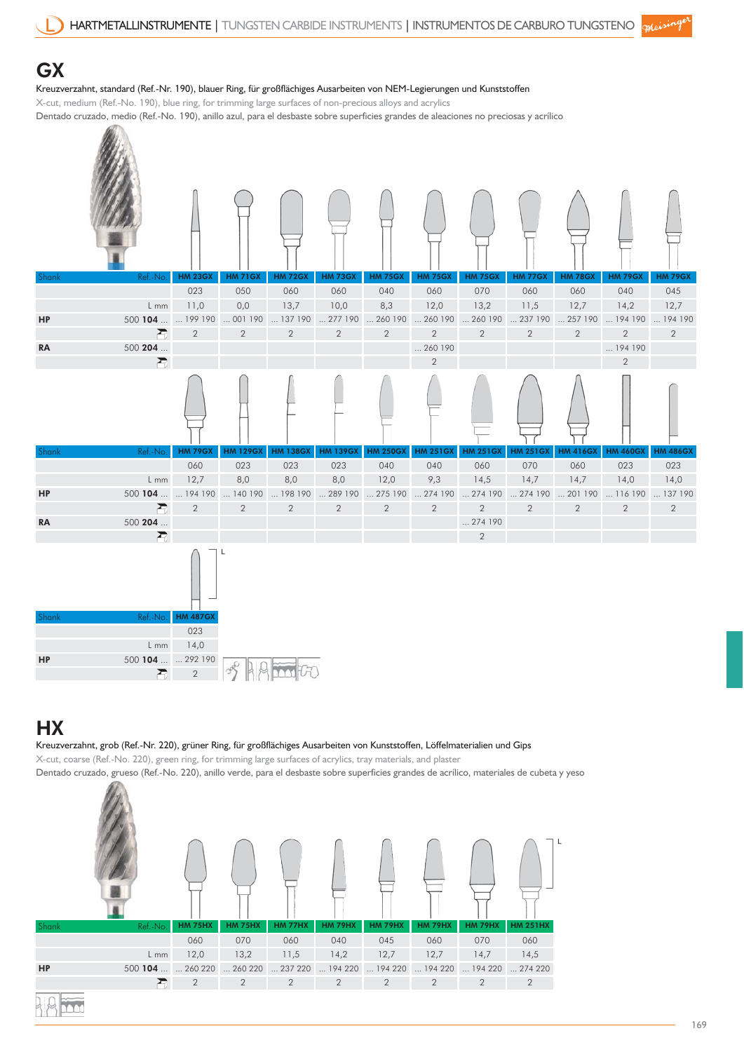## GX

Kreuzverzahnt, standard (Ref.-Nr. 190), blauer Ring, für großflächiges Ausarbeiten von NEM-Legierungen und Kunststoffen

X-cut, medium (Ref.-No. 190), blue ring, for trimming large surfaces of non-precious alloys and acrylics

Dentado cruzado, medio (Ref.-No. 190), anillo azul, para el desbaste sobre superficies grandes de aleaciones no preciosas y acrílico

| Shank | Ref.-No. | HM 23GX | HM 71GX | HM 72GX | HM 73GX | HM 75GX | HM 75GX | HM 75GX | HM 77GX | HM 78GX | HM 79GX | HM 79GX |
|---|---|---|---|---|---|---|---|---|---|---|---|---|
| | | 023 | 050 | 060 | 060 | 040 | 060 | 070 | 060 | 060 | 040 | 045 |
| | L mm | 11,0 | 0,0 | 13,7 | 10,0 | 8,3 | 12,0 | 13,2 | 11,5 | 12,7 | 14,2 | 12,7 |
| HP | 500 104 ... | ... 199 190 | ... 001 190 | ... 137 190 | ... 277 190 | ... 260 190 | ... 260 190 | ... 260 190 | ... 237 190 | ... 257 190 | ... 194 190 | ... 194 190 |
| | | 2 | 2 | 2 | 2 | 2 | 2 | 2 | 2 | 2 | 2 | 2 |
| RA | 500 204 ... | | | | | | ... 260 190 | | | | ... 194 190 | |
| | | | | | | | 2 | | | | 2 | |

| Shank | Ref.-No. | HM 79GX | HM 129GX | HM 138GX | HM 139GX | HM 250GX | HM 251GX | HM 251GX | HM 251GX | HM 416GX | HM 460GX | HM 486GX |
|---|---|---|---|---|---|---|---|---|---|---|---|---|
| | | 060 | 023 | 023 | 023 | 040 | 040 | 060 | 070 | 060 | 023 | 023 |
| | L mm | 12,7 | 8,0 | 8,0 | 8,0 | 12,0 | 9,3 | 14,5 | 14,7 | 14,7 | 14,0 | 14,0 |
| HP | 500 104 ... | ... 194 190 | ... 140 190 | ... 198 190 | ... 289 190 | ... 275 190 | ... 274 190 | ... 274 190 | ... 274 190 | ... 201 190 | ... 116 190 | ... 137 190 |
| | | 2 | 2 | 2 | 2 | 2 | 2 | 2 | 2 | 2 | 2 | 2 |
| RA | 500 204 ... | | | | | | | ... 274 190 | | | | |
| | | | | | | | | 2 | | | | |

| Shank | Ref.-No. | HM 487GX |
|---|---|---|
| | | 023 |
| | L mm | 14,0 |
| HP | 500 104 ... | ... 292 190 |
| | | 2 |

## HX

Kreuzverzahnt, grob (Ref.-Nr. 220), grüner Ring, für großflächiges Ausarbeiten von Kunststoffen, Löffelmaterialien und Gips

X-cut, coarse (Ref.-No. 220), green ring, for trimming large surfaces of acrylics, tray materials, and plaster

Dentado cruzado, grueso (Ref.-No. 220), anillo verde, para el desbaste sobre superficies grandes de acrílico, materiales de cubeta y yeso

| Shank | Ref.-No. | HM 75HX | HM 75HX | HM 77HX | HM 79HX | HM 79HX | HM 79HX | HM 79HX | HM 251HX |
|---|---|---|---|---|---|---|---|---|---|
| | | 060 | 070 | 060 | 040 | 045 | 060 | 070 | 060 |
| | L mm | 12,0 | 13,2 | 11,5 | 14,2 | 12,7 | 12,7 | 14,7 | 14,5 |
| HP | 500 104 ... | ... 260 220 | ... 260 220 | ... 237 220 | ... 194 220 | ... 194 220 | ... 194 220 | ... 194 220 | ... 274 220 |
| | | 2 | 2 | 2 | 2 | 2 | 2 | 2 | 2 |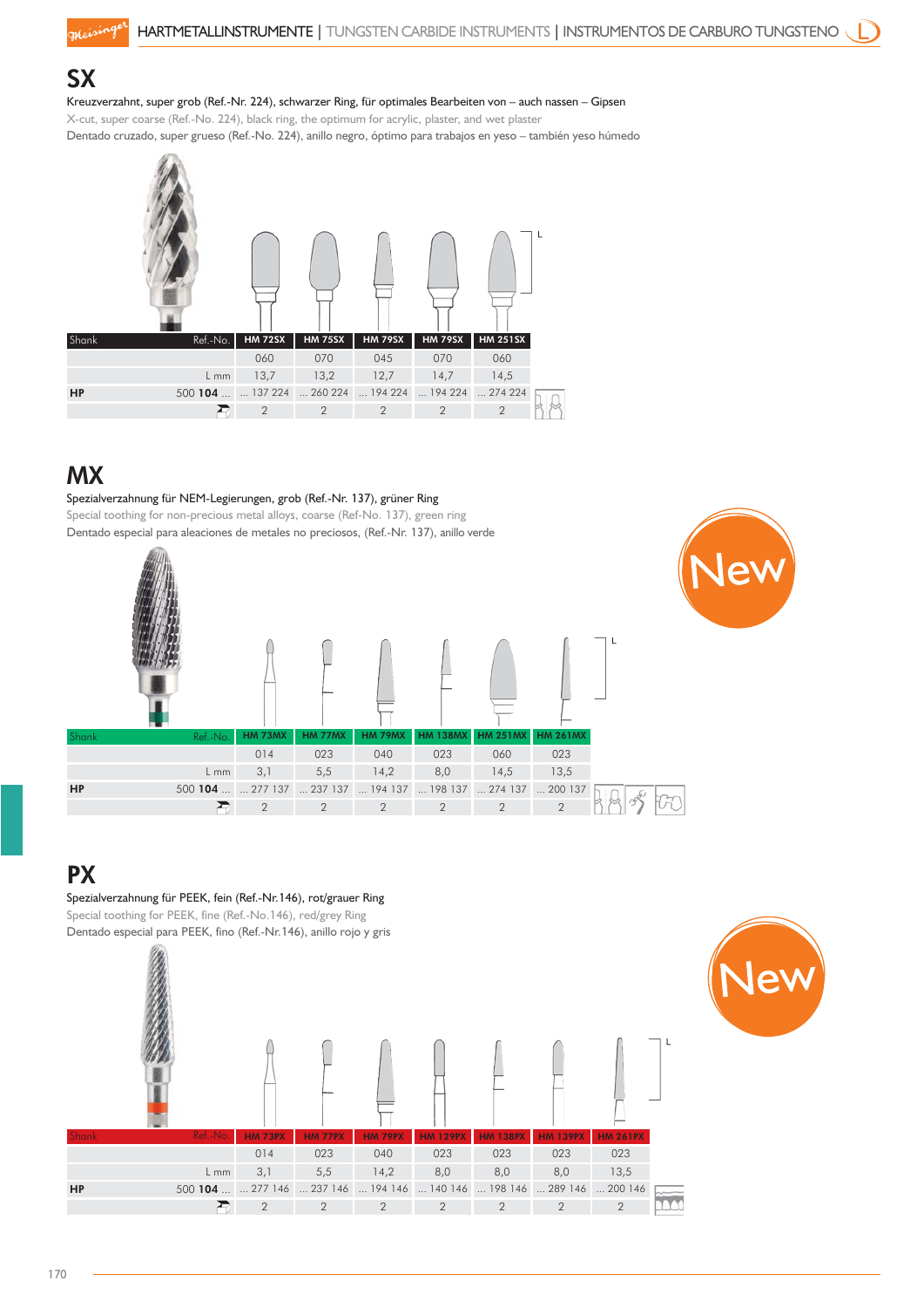## SX

Kreuzverzahnt, super grob (Ref.-Nr. 224), schwarzer Ring, für optimales Bearbeiten von – auch nassen – Gipsen

X-cut, super coarse (Ref.-No. 224), black ring, the optimum for acrylic, plaster, and wet plaster

Dentado cruzado, super grueso (Ref.-No. 224), anillo negro, óptimo para trabajos en yeso – también yeso húmedo

| Shank | Ref.-No. | HM 72SX | HM 75SX | HM 79SX | HM 79SX | HM 251SX |
|---|---|---|---|---|---|---|
| | | 060 | 070 | 045 | 070 | 060 |
| | L mm | 13,7 | 13,2 | 12,7 | 14,7 | 14,5 |
| HP | 500 **104** ... | ... 137 224 | ... 260 224 | ... 194 224 | ... 194 224 | ... 274 224 |
| | | 2 | 2 | 2 | 2 | 2 |

## MX

New

Spezialverzahnung für NEM-Legierungen, grob (Ref.-Nr. 137), grüner Ring

Special toothing for non-precious metal alloys, coarse (Ref-No. 137), green ring

Dentado especial para aleaciones de metales no preciosos, (Ref.-Nr. 137), anillo verde

| Shank | Ref.-No. | HM 73MX | HM 77MX | HM 79MX | HM 138MX | HM 251MX | HM 261MX |
|---|---|---|---|---|---|---|---|
| | | 014 | 023 | 040 | 023 | 060 | 023 |
| | L mm | 3,1 | 5,5 | 14,2 | 8,0 | 14,5 | 13,5 |
| HP | 500 **104** ... | ... 277 137 | ... 237 137 | ... 194 137 | ... 198 137 | ... 274 137 | ... 200 137 |
| | | 2 | 2 | 2 | 2 | 2 | 2 |

## PX

New

Spezialverzahnung für PEEK, fein (Ref.-Nr.146), rot/grauer Ring

Special toothing for PEEK, fine (Ref.-No.146), red/grey Ring

Dentado especial para PEEK, fino (Ref.-Nr.146), anillo rojo y gris

| Shank | Ref.-No. | HM 73PX | HM 77PX | HM 79PX | HM 129PX | HM 138PX | HM 139PX | HM 261PX |
|---|---|---|---|---|---|---|---|---|
| | | 014 | 023 | 040 | 023 | 023 | 023 | 023 |
| | L mm | 3,1 | 5,5 | 14,2 | 8,0 | 8,0 | 8,0 | 13,5 |
| HP | 500 **104** ... | ... 277 146 | ... 237 146 | ... 194 146 | ... 140 146 | ... 198 146 | ... 289 146 | ... 200 146 |
| | | 2 | 2 | 2 | 2 | 2 | 2 | 2 |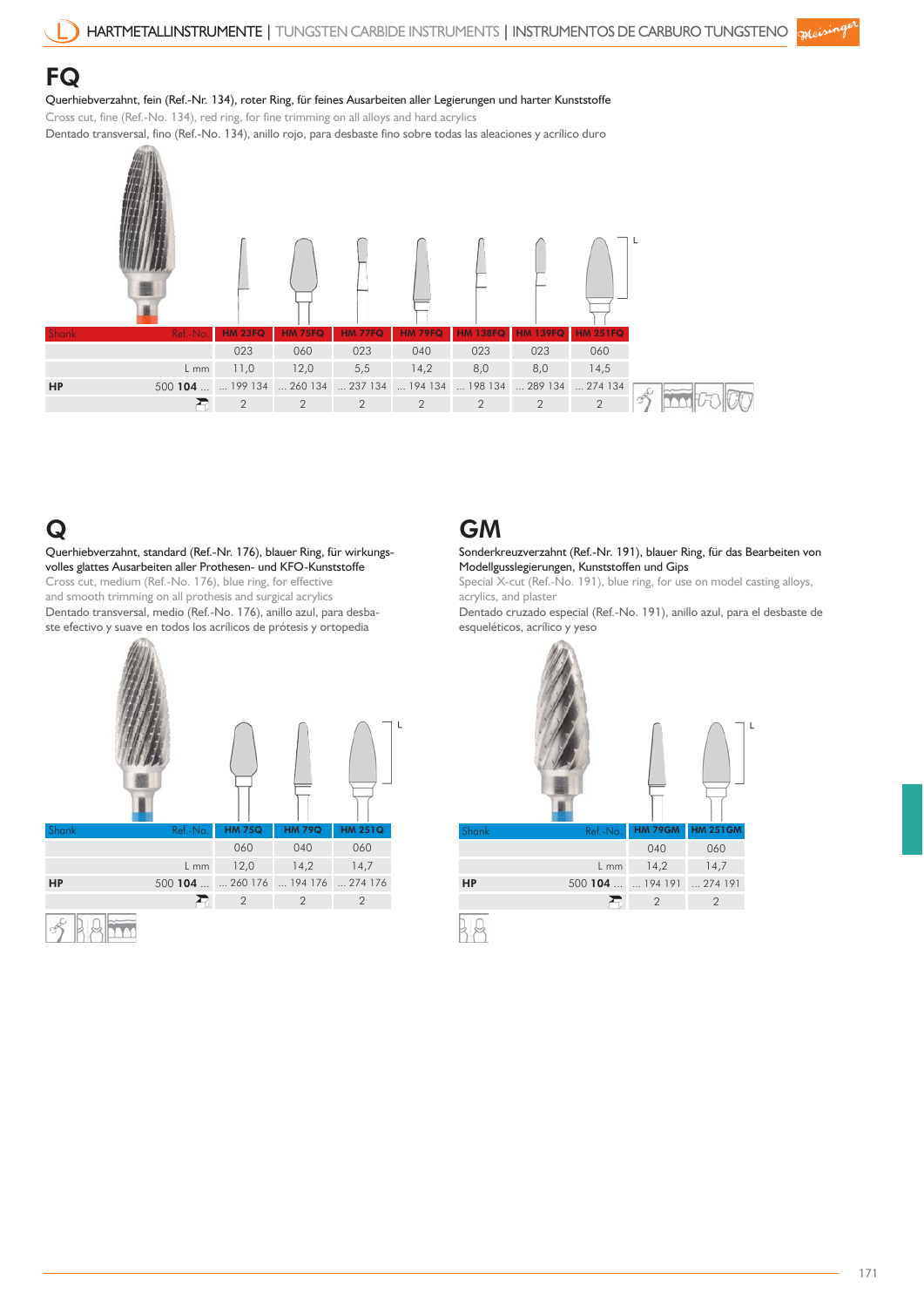## FQ

Querhiebverzahnt, fein (Ref.-Nr. 134), roter Ring, für feines Ausarbeiten aller Legierungen und harter Kunststoffe

Cross cut, fine (Ref.-No. 134), red ring, for fine trimming on all alloys and hard acrylics

Dentado transversal, fino (Ref.-No. 134), anillo rojo, para desbaste fino sobre todas las aleaciones y acrílico duro

| Shank | Ref.-No. | HM 23FQ | HM 75FQ | HM 77FQ | HM 79FQ | HM 138FQ | HM 139FQ | HM 251FQ |
|---|---|---|---|---|---|---|---|---|
| | | 023 | 060 | 023 | 040 | 023 | 023 | 060 |
| | L mm | 11,0 | 12,0 | 5,5 | 14,2 | 8,0 | 8,0 | 14,5 |
| HP | 500 **104** ... | ... 199 134 | ... 260 134 | ... 237 134 | ... 194 134 | ... 198 134 | ... 289 134 | ... 274 134 |
| | | 2 | 2 | 2 | 2 | 2 | 2 | 2 |

## Q

Querhiebverzahnt, standard (Ref.-Nr. 176), blauer Ring, für wirkungsvolles glattes Ausarbeiten aller Prothesen- und KFO-Kunststoffe

Cross cut, medium (Ref.-No. 176), blue ring, for effective and smooth trimming on all prothesis and surgical acrylics

Dentado transversal, medio (Ref.-No. 176), anillo azul, para desbaste efectivo y suave en todos los acrílicos de prótesis y ortopedia

| Shank | Ref.-No. | HM 75Q | HM 79Q | HM 251Q |
|---|---|---|---|---|
| | | 060 | 040 | 060 |
| | L mm | 12,0 | 14,2 | 14,7 |
| HP | 500 **104** ... | ... 260 176 | ... 194 176 | ... 274 176 |
| | | 2 | 2 | 2 |

## GM

Sonderkreuzverzahnt (Ref.-Nr. 191), blauer Ring, für das Bearbeiten von Modellgusslegierungen, Kunststoffen und Gips

Special X-cut (Ref.-No. 191), blue ring, for use on model casting alloys, acrylics, and plaster

Dentado cruzado especial (Ref.-No. 191), anillo azul, para el desbaste de esqueléticos, acrílico y yeso

| Shank | Ref.-No. | HM 79GM | HM 251GM |
|---|---|---|---|
| | | 040 | 060 |
| | L mm | 14,2 | 14,7 |
| HP | 500 **104** ... | ... 194 191 | ... 274 191 |
| | | 2 | 2 |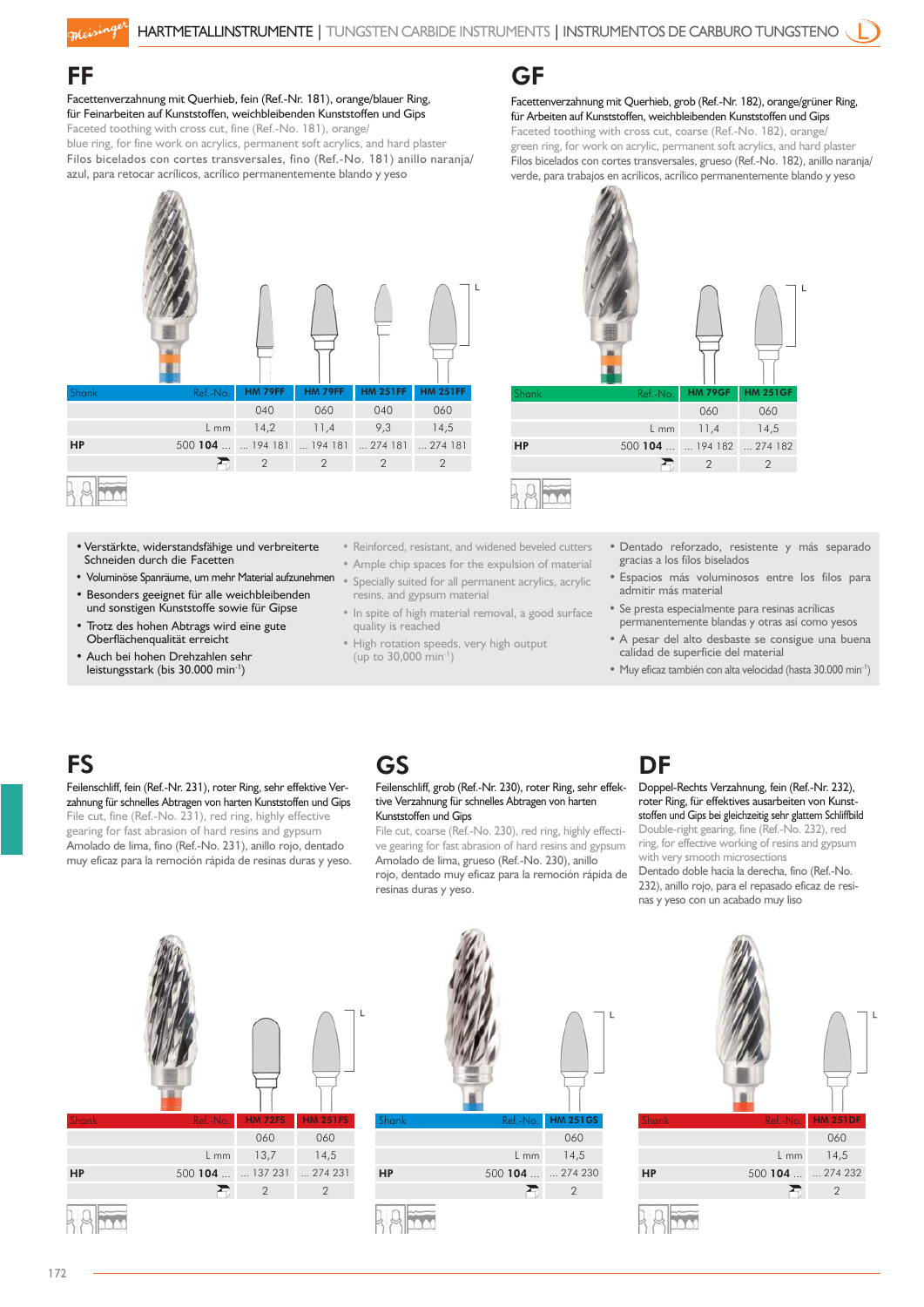## FF

Facettenverzahnung mit Querhieb, fein (Ref.-Nr. 181), orange/blauer Ring, für Feinarbeiten auf Kunststoffen, weichbleibenden Kunststoffen und Gips
Faceted toothing with cross cut, fine (Ref.-No. 181), orange/blue ring, for fine work on acrylics, permanent soft acrylics, and hard plaster
Filos biselados con cortes transversales, fino (Ref.-No. 181) anillo naranja/azul, para retocar acrílicos, acrílico permanentemente blando y yeso

| Shank | Ref.-No. | HM 79FF | HM 79FF | HM 251FF | HM 251FF |
|---|---|---|---|---|---|
| | | 040 | 060 | 040 | 060 |
| | L mm | 14,2 | 11,4 | 9,3 | 14,5 |
| HP | 500 104 ... | ... 194 181 | ... 194 181 | ... 274 181 | ... 274 181 |
| | | 2 | 2 | 2 | 2 |

## GF

Facettenverzahnung mit Querhieb, grob (Ref.-Nr. 182), orange/grüner Ring, für Arbeiten auf Kunststoffen, weichbleibenden Kunststoffen und Gips
Faceted toothing with cross cut, coarse (Ref.-No. 182), orange/green ring, for work on acrylic, permanent soft acrylics, and hard plaster
Filos biselados con cortes transversales, grueso (Ref.-No. 182), anillo naranja/verde, para trabajos en acrílicos, acrílico permanentemente blando y yeso

| Shank | Ref.-No. | HM 79GF | HM 251GF |
|---|---|---|---|
| | | 060 | 060 |
| | L mm | 11,4 | 14,5 |
| HP | 500 104 ... | ... 194 182 | ... 274 182 |
| | | 2 | 2 |

- Verstärkte, widerstandsfähige und verbreiterte Schneiden durch die Facetten
- Voluminöse Spanräume, um mehr Material aufzunehmen
- Besonders geeignet für alle weichbleibenden und sonstigen Kunststoffe sowie für Gipse
- Trotz des hohen Abtrags wird eine gute Oberflächenqualität erreicht
- Auch bei hohen Drehzahlen sehr leistungsstark (bis 30.000 min$^{-1}$)

- Reinforced, resistant, and widened beveled cutters
- Ample chip spaces for the expulsion of material
- Specially suited for all permanent acrylics, acrylic resins, and gypsum material
- In spite of high material removal, a good surface quality is reached
- High rotation speeds, very high output (up to 30,000 min$^{-1}$)

- Dentado reforzado, resistente y más separado gracias a los filos biselados
- Espacios más voluminosos entre los filos para admitir más material
- Se presta especialmente para resinas acrílicas permanentemente blandas y otras así como yesos
- A pesar del alto desbaste se consigue una buena calidad de superficie del material
- Muy eficaz también con alta velocidad (hasta 30.000 min$^{-1}$)

## FS

Feilenschliff, fein (Ref.-Nr. 231), roter Ring, sehr effektive Verzahnung für schnelles Abtragen von harten Kunststoffen und Gips
File cut, fine (Ref.-No. 231), red ring, highly effective gearing for fast abrasion of hard resins and gypsum
Amolado de lima, fino (Ref.-No. 231), anillo rojo, dentado muy eficaz para la remoción rápida de resinas duras y yeso.

| Shank | Ref.-No. | HM 72FS | HM 251FS |
|---|---|---|---|
| | | 060 | 060 |
| | L mm | 13,7 | 14,5 |
| HP | 500 104 ... | ... 137 231 | ... 274 231 |
| | | 2 | 2 |

## GS

Feilenschliff, grob (Ref.-Nr. 230), roter Ring, sehr effektive Verzahnung für schnelles Abtragen von harten Kunststoffen und Gips
File cut, coarse (Ref.-No. 230), red ring, highly effective gearing for fast abrasion of hard resins and gypsum
Amolado de lima, grueso (Ref.-No. 230), anillo rojo, dentado muy eficaz para la remoción rápida de resinas duras y yeso.

| Shank | Ref.-No. | HM 251GS |
|---|---|---|
| | | 060 |
| | L mm | 14,5 |
| HP | 500 104 ... | ... 274 230 |
| | | 2 |

## DF

Doppel-Rechts Verzahnung, fein (Ref.-Nr. 232), roter Ring, für effektives ausarbeiten von Kunststoffen und Gips bei gleichzeitig sehr glattem Schliffbild
Double-right gearing, fine (Ref.-No. 232), red ring, for effective working of resins and gypsum with very smooth microsections
Dentado doble hacia la derecha, fino (Ref.-No. 232), anillo rojo, para el repasado eficaz de resinas y yeso con un acabado muy liso

| Shank | Ref.-No. | HM 251DF |
|---|---|---|
| | | 060 |
| | L mm | 14,5 |
| HP | 500 104 ... | ... 274 232 |
| | | 2 |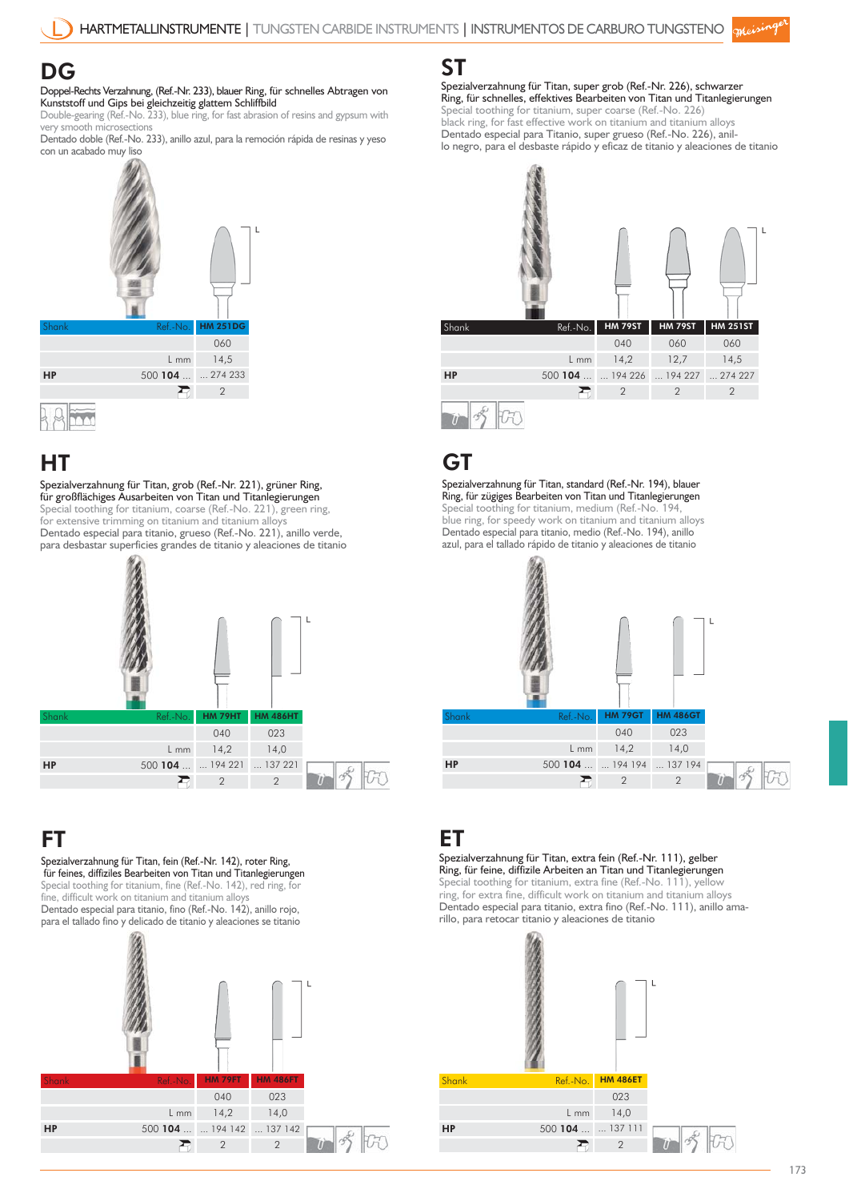# HARTMETALLINSTRUMENTE | TUNGSTEN CARBIDE INSTRUMENTS | INSTRUMENTOS DE CARBURO TUNGSTENO

## DG

Doppel-Rechts Verzahnung, (Ref.-Nr. 233), blauer Ring, für schnelles Abtragen von Kunststoff und Gips bei gleichzeitig glattem Schliffbild

Double-gearing (Ref.-No. 233), blue ring, for fast abrasion of resins and gypsum with very smooth microsections

Dentado doble (Ref.-No. 233), anillo azul, para la remoción rápida de resinas y yeso con un acabado muy liso

| Shank | Ref.-No. | HM 251DG |
|---|---|---|
| | | 060 |
| | L mm | 14,5 |
| HP | 500 104 ... | ... 274 233 |
| | | 2 |

## ST

Spezialverzahnung für Titan, super grob (Ref.-Nr. 226), schwarzer Ring, für schnelles, effektives Bearbeiten von Titan und Titanlegierungen

Special toothing for titanium, super coarse (Ref.-No. 226) black ring, for fast effective work on titanium and titanium alloys

Dentado especial para Titanio, super grueso (Ref.-No. 226), anillo negro, para el desbaste rápido y eficaz de titanio y aleaciones de titanio

| Shank | Ref.-No. | HM 79ST | HM 79ST | HM 251ST |
|---|---|---|---|---|
| | | 040 | 060 | 060 |
| | L mm | 14,2 | 12,7 | 14,5 |
| HP | 500 104 ... | ... 194 226 | ... 194 227 | ... 274 227 |
| | | 2 | 2 | 2 |

## HT

Spezialverzahnung für Titan, grob (Ref.-Nr. 221), grüner Ring, für großflächiges Ausarbeiten von Titan und Titanlegierungen

Special toothing for titanium, coarse (Ref.-No. 221), green ring, for extensive trimming on titanium and titanium alloys

Dentado especial para titanio, grueso (Ref.-No. 221), anillo verde, para desbastar superficies grandes de titanio y aleaciones de titanio

| Shank | Ref.-No. | HM 79HT | HM 486HT |
|---|---|---|---|
| | | 040 | 023 |
| | L mm | 14,2 | 14,0 |
| HP | 500 104 ... | ... 194 221 | ... 137 221 |
| | | 2 | 2 |

## GT

Spezialverzahnung für Titan, standard (Ref.-Nr. 194), blauer Ring, für zügiges Bearbeiten von Titan und Titanlegierungen

Special toothing for titanium, medium (Ref.-No. 194, blue ring, for speedy work on titanium and titanium alloys

Dentado especial para titanio, medio (Ref.-No. 194), anillo azul, para el tallado rápido de titanio y aleaciones de titanio

| Shank | Ref.-No. | HM 79GT | HM 486GT |
|---|---|---|---|
| | | 040 | 023 |
| | L mm | 14,2 | 14,0 |
| HP | 500 104 ... | ... 194 194 | ... 137 194 |
| | | 2 | 2 |

## FT

Spezialverzahnung für Titan, fein (Ref.-Nr. 142), roter Ring, für feines, diffiziles Bearbeiten von Titan und Titanlegierungen

Special toothing for titanium, fine (Ref.-No. 142), red ring, for fine, difficult work on titanium and titanium alloys

Dentado especial para titanio, fino (Ref.-No. 142), anillo rojo, para el tallado fino y delicado de titanio y aleaciones se titanio

| Shank | Ref.-No. | HM 79FT | HM 486FT |
|---|---|---|---|
| | | 040 | 023 |
| | L mm | 14,2 | 14,0 |
| HP | 500 104 ... | ... 194 142 | ... 137 142 |
| | | 2 | 2 |

## ET

Spezialverzahnung für Titan, extra fein (Ref.-Nr. 111), gelber Ring, für feine, diffizile Arbeiten an Titan und Titanlegierungen

Special toothing for titanium, extra fine (Ref.-No. 111), yellow ring, for extra fine, difficult work on titanium and titanium alloys

Dentado especial para titanio, extra fino (Ref.-No. 111), anillo amarillo, para retocar titanio y aleaciones de titanio

| Shank | Ref.-No. | HM 486ET |
|---|---|---|
| | | 023 |
| | L mm | 14,0 |
| HP | 500 104 ... | ... 137 111 |
| | | 2 |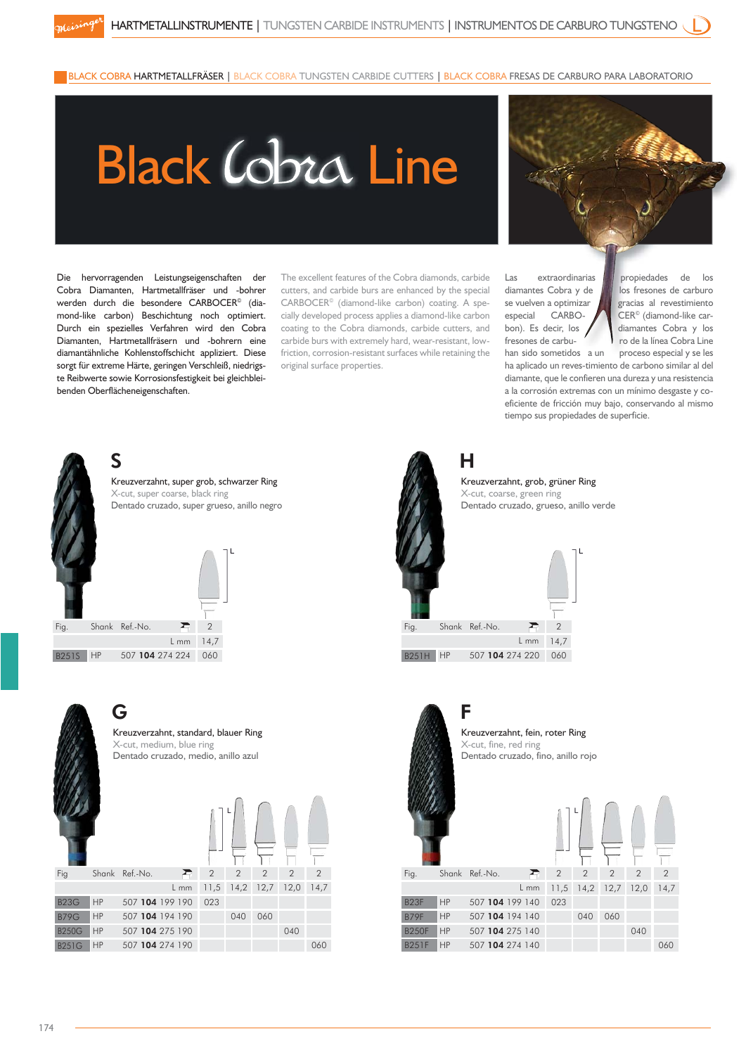## BLACK COBRA HARTMETALLFRÄSER | BLACK COBRA TUNGSTEN CARBIDE CUTTERS | BLACK COBRA FRESAS DE CARBURO PARA LABORATORIO

# Black Cobra Line

Die hervorragenden Leistungseigenschaften der Cobra Diamanten, Hartmetallfräser und -bohrer werden durch die besondere CARBOCER© (diamond-like carbon) Beschichtung noch optimiert. Durch ein spezielles Verfahren wird den Cobra Diamanten, Hartmetallfräsern und -bohrern eine diamantähnliche Kohlenstoffschicht appliziert. Diese sorgt für extreme Härte, geringen Verschleiß, niedrigste Reibwerte sowie Korrosionsfestigkeit bei gleichbleibenden Oberflächeneigenschaften.

The excellent features of the Cobra diamonds, carbide cutters, and carbide burs are enhanced by the special CARBOCER© (diamond-like carbon) coating. A specially developed process applies a diamond-like carbon coating to the Cobra diamonds, carbide cutters, and carbide burs with extremely hard, wear-resistant, low-friction, corrosion-resistant surfaces while retaining the original surface properties.

Las extraordinarias propiedades de los diamantes Cobra y de los fresones de carburo se vuelven a optimizar gracias al revestimiento especial CARBOCER© (diamond-like carbon). Es decir, los diamantes Cobra y los fresones de carburo de la línea Cobra Line han sido sometidos a un proceso especial y se les ha aplicado un reves-timiento de carbono similar al del diamante, que le confieren una dureza y una resistencia a la corrosión extremas con un mínimo desgaste y coeficiente de fricción muy bajo, conservando al mismo tiempo sus propiedades de superficie.

## S

Kreuzverzahnt, super grob, schwarzer Ring
X-cut, super coarse, black ring
Dentado cruzado, super grueso, anillo negro

| Fig. | Shank | Ref.-No. | 2 |
|---|---|---|---|
| | | L mm | 14,7 |
| B251S | HP | 507 **104** 274 224 | 060 |

## H

Kreuzverzahnt, grob, grüner Ring
X-cut, coarse, green ring
Dentado cruzado, grueso, anillo verde

| Fig. | Shank | Ref.-No. | 2 |
|---|---|---|---|
| | | L mm | 14,7 |
| B251H | HP | 507 **104** 274 220 | 060 |

## G

Kreuzverzahnt, standard, blauer Ring
X-cut, medium, blue ring
Dentado cruzado, medio, anillo azul

| Fig | Shank | Ref.-No. | 2 | 2 | 2 | 2 | 2 |
|---|---|---|---|---|---|---|---|
| | | L mm | 11,5 | 14,2 | 12,7 | 12,0 | 14,7 |
| B23G | HP | 507 **104** 199 190 | 023 | | | | |
| B79G | HP | 507 **104** 194 190 | | 040 | 060 | | |
| B250G | HP | 507 **104** 275 190 | | | | 040 | |
| B251G | HP | 507 **104** 274 190 | | | | | 060 |

## F

Kreuzverzahnt, fein, roter Ring
X-cut, fine, red ring
Dentado cruzado, fino, anillo rojo

| Fig. | Shank | Ref.-No. | 2 | 2 | 2 | 2 | 2 |
|---|---|---|---|---|---|---|---|
| | | L mm | 11,5 | 14,2 | 12,7 | 12,0 | 14,7 |
| B23F | HP | 507 **104** 199 140 | 023 | | | | |
| B79F | HP | 507 **104** 194 140 | | 040 | 060 | | |
| B250F | HP | 507 **104** 275 140 | | | | 040 | |
| B251F | HP | 507 **104** 274 140 | | | | | 060 |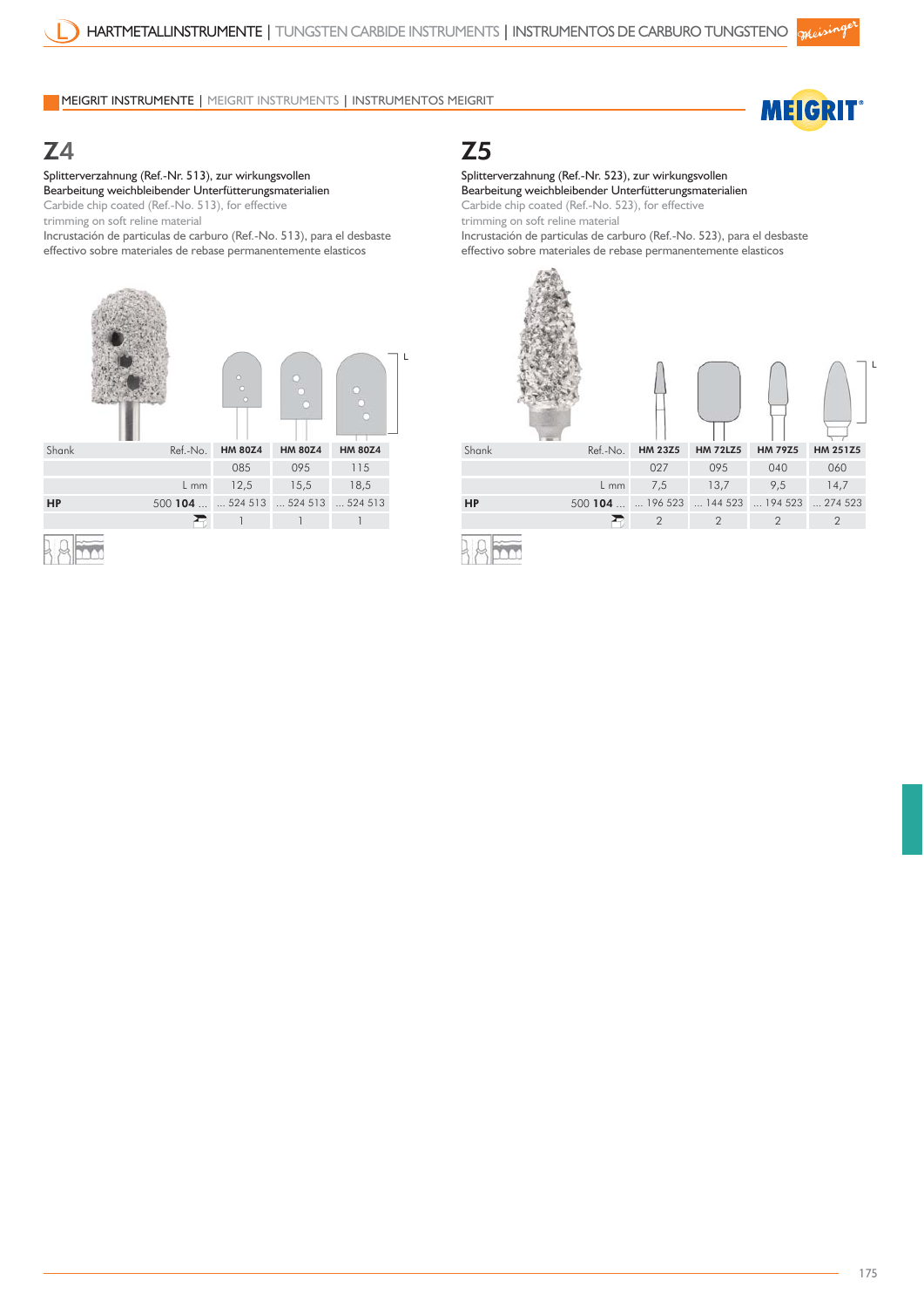MEIGRIT INSTRUMENTE | MEIGRIT INSTRUMENTS | INSTRUMENTOS MEIGRIT

## Z4

Splitterverzahnung (Ref.-Nr. 513), zur wirkungsvollen Bearbeitung weichbleibender Unterfütterungsmaterialien
Carbide chip coated (Ref.-No. 513), for effective trimming on soft reline material
Incrustación de particulas de carburo (Ref.-No. 513), para el desbaste effectivo sobre materiales de rebase permanentemente elasticos

| Shank | Ref.-No. | HM 80Z4 | HM 80Z4 | HM 80Z4 |
|---|---|---|---|---|
| | | 085 | 095 | 115 |
| | L mm | 12,5 | 15,5 | 18,5 |
| HP | 500 **104** ... | ... 524 513 | ... 524 513 | ... 524 513 |
| | | 1 | 1 | 1 |

## Z5

Splitterverzahnung (Ref.-Nr. 523), zur wirkungsvollen Bearbeitung weichbleibender Unterfütterungsmaterialien
Carbide chip coated (Ref.-No. 523), for effective trimming on soft reline material
Incrustación de particulas de carburo (Ref.-No. 523), para el desbaste effectivo sobre materiales de rebase permanentemente elasticos

| Shank | Ref.-No. | HM 23Z5 | HM 72LZ5 | HM 79Z5 | HM 251Z5 |
|---|---|---|---|---|---|
| | | 027 | 095 | 040 | 060 |
| | L mm | 7,5 | 13,7 | 9,5 | 14,7 |
| HP | 500 **104** ... | ... 196 523 | ... 144 523 | ... 194 523 | ... 274 523 |
| | | 2 | 2 | 2 | 2 |